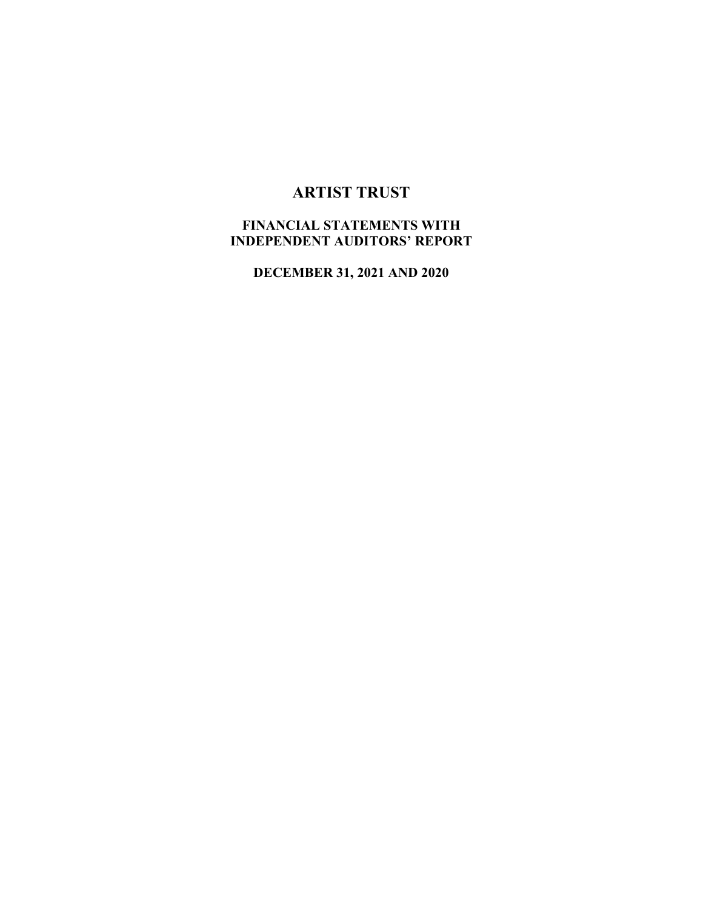# ARTIST TRUST

## FINANCIAL STATEMENTS WITH INDEPENDENT AUDITORS' REPORT

## DECEMBER 31, 2021 AND 2020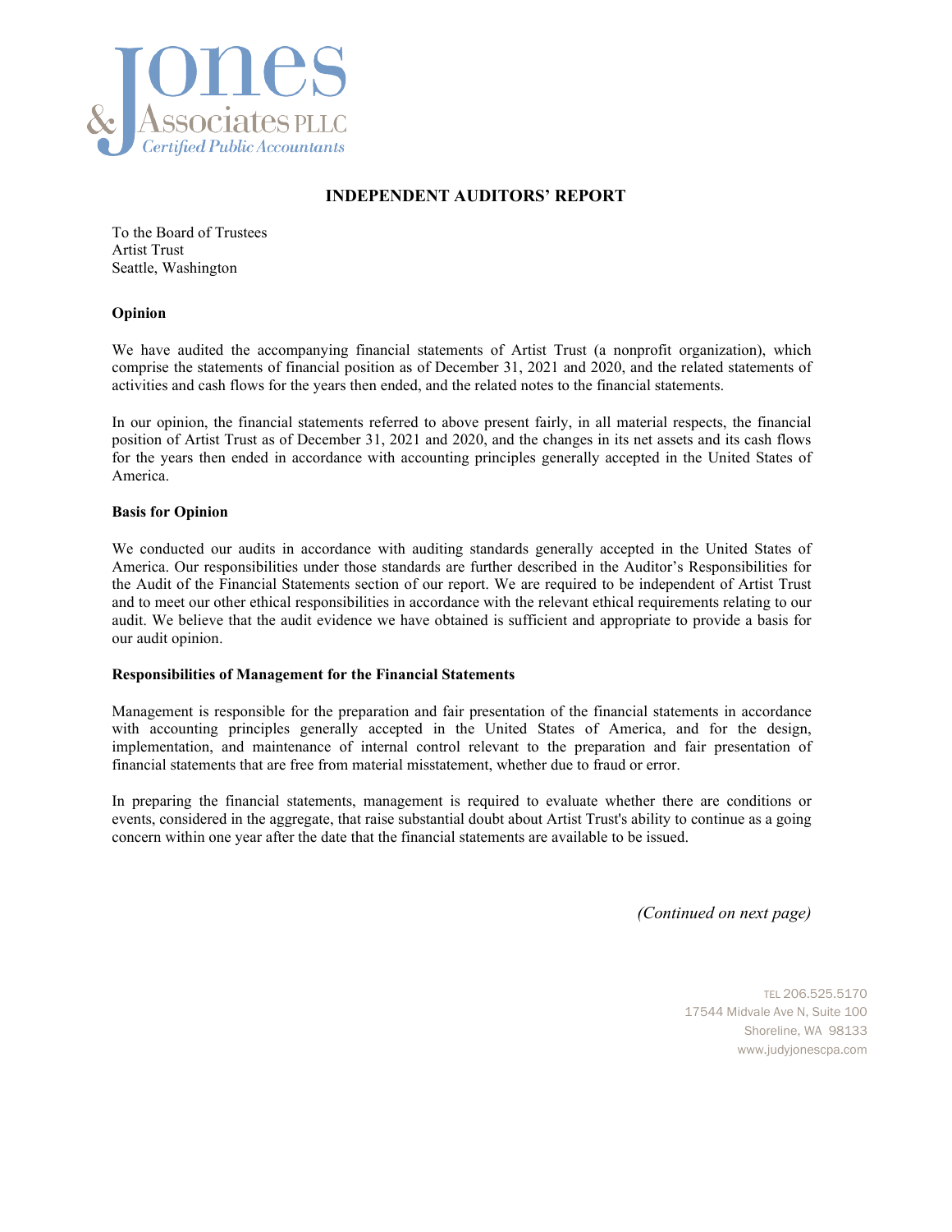## INDEPENDENT AUDITORS' REPORT

To the Board of Trustees
Artist Trust
Seattle, Washington

**Opinion**

We have audited the accompanying financial statements of Artist Trust (a nonprofit organization), which comprise the statements of financial position as of December 31, 2021 and 2020, and the related statements of activities and cash flows for the years then ended, and the related notes to the financial statements.

In our opinion, the financial statements referred to above present fairly, in all material respects, the financial position of Artist Trust as of December 31, 2021 and 2020, and the changes in its net assets and its cash flows for the years then ended in accordance with accounting principles generally accepted in the United States of America.

**Basis for Opinion**

We conducted our audits in accordance with auditing standards generally accepted in the United States of America. Our responsibilities under those standards are further described in the Auditor's Responsibilities for the Audit of the Financial Statements section of our report. We are required to be independent of Artist Trust and to meet our other ethical responsibilities in accordance with the relevant ethical requirements relating to our audit. We believe that the audit evidence we have obtained is sufficient and appropriate to provide a basis for our audit opinion.

**Responsibilities of Management for the Financial Statements**

Management is responsible for the preparation and fair presentation of the financial statements in accordance with accounting principles generally accepted in the United States of America, and for the design, implementation, and maintenance of internal control relevant to the preparation and fair presentation of financial statements that are free from material misstatement, whether due to fraud or error.

In preparing the financial statements, management is required to evaluate whether there are conditions or events, considered in the aggregate, that raise substantial doubt about Artist Trust's ability to continue as a going concern within one year after the date that the financial statements are available to be issued.

*(Continued on next page)*

TEL 206.525.5170
17544 Midvale Ave N, Suite 100
Shoreline, WA 98133
www.judyjonescpa.com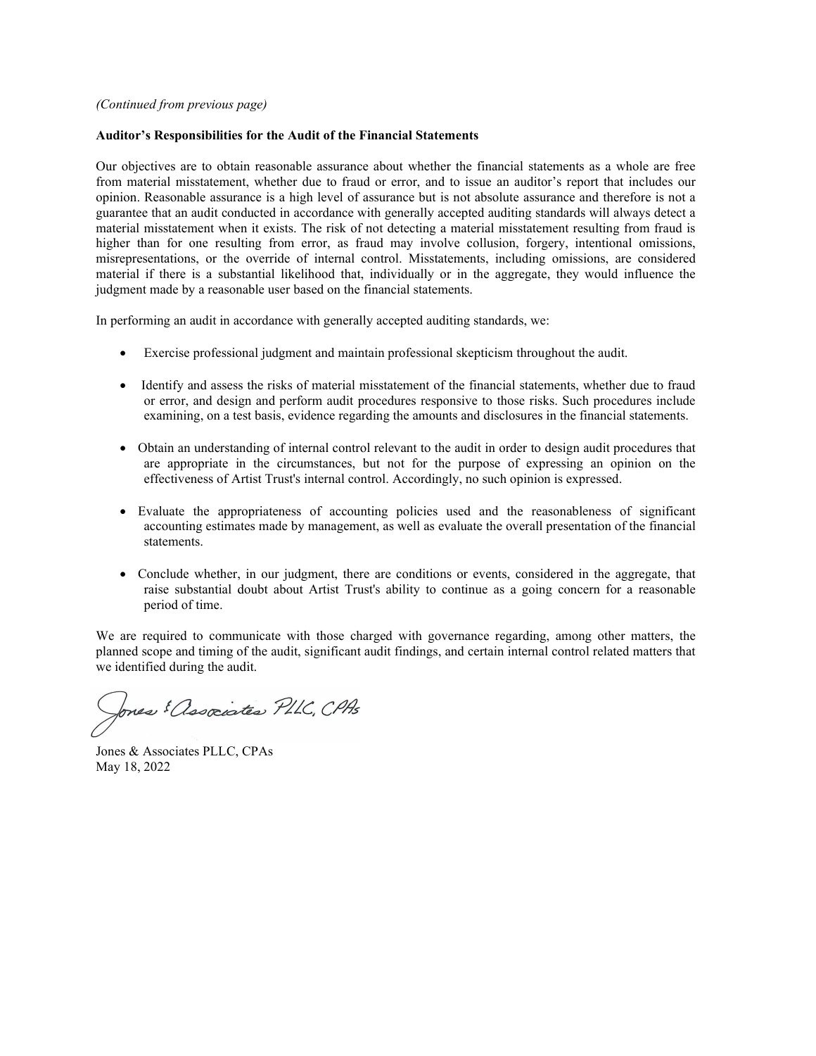*(Continued from previous page)*

**Auditor's Responsibilities for the Audit of the Financial Statements**

Our objectives are to obtain reasonable assurance about whether the financial statements as a whole are free from material misstatement, whether due to fraud or error, and to issue an auditor's report that includes our opinion. Reasonable assurance is a high level of assurance but is not absolute assurance and therefore is not a guarantee that an audit conducted in accordance with generally accepted auditing standards will always detect a material misstatement when it exists. The risk of not detecting a material misstatement resulting from fraud is higher than for one resulting from error, as fraud may involve collusion, forgery, intentional omissions, misrepresentations, or the override of internal control. Misstatements, including omissions, are considered material if there is a substantial likelihood that, individually or in the aggregate, they would influence the judgment made by a reasonable user based on the financial statements.

In performing an audit in accordance with generally accepted auditing standards, we:

- Exercise professional judgment and maintain professional skepticism throughout the audit.
- Identify and assess the risks of material misstatement of the financial statements, whether due to fraud or error, and design and perform audit procedures responsive to those risks. Such procedures include examining, on a test basis, evidence regarding the amounts and disclosures in the financial statements.
- Obtain an understanding of internal control relevant to the audit in order to design audit procedures that are appropriate in the circumstances, but not for the purpose of expressing an opinion on the effectiveness of Artist Trust's internal control. Accordingly, no such opinion is expressed.
- Evaluate the appropriateness of accounting policies used and the reasonableness of significant accounting estimates made by management, as well as evaluate the overall presentation of the financial statements.
- Conclude whether, in our judgment, there are conditions or events, considered in the aggregate, that raise substantial doubt about Artist Trust's ability to continue as a going concern for a reasonable period of time.

We are required to communicate with those charged with governance regarding, among other matters, the planned scope and timing of the audit, significant audit findings, and certain internal control related matters that we identified during the audit.

*Jones & Associates PLLC, CPAs*

Jones & Associates PLLC, CPAs
May 18, 2022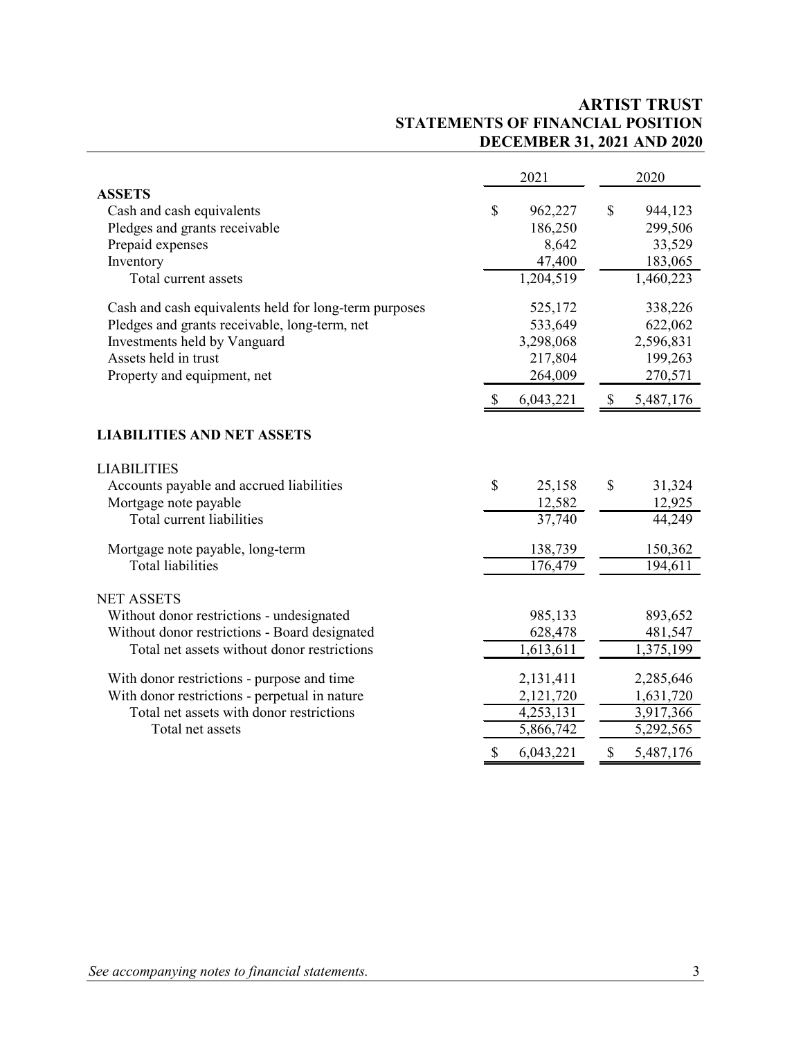# ARTIST TRUST
## STATEMENTS OF FINANCIAL POSITION
### DECEMBER 31, 2021 AND 2020

| | 2021 | 2020 |
|---|---|---|
| **ASSETS** | | |
| Cash and cash equivalents | $ 962,227 | $ 944,123 |
| Pledges and grants receivable | 186,250 | 299,506 |
| Prepaid expenses | 8,642 | 33,529 |
| Inventory | 47,400 | 183,065 |
| Total current assets | 1,204,519 | 1,460,223 |
| Cash and cash equivalents held for long-term purposes | 525,172 | 338,226 |
| Pledges and grants receivable, long-term, net | 533,649 | 622,062 |
| Investments held by Vanguard | 3,298,068 | 2,596,831 |
| Assets held in trust | 217,804 | 199,263 |
| Property and equipment, net | 264,009 | 270,571 |
| | $ 6,043,221 | $ 5,487,176 |
| **LIABILITIES AND NET ASSETS** | | |
| LIABILITIES | | |
| Accounts payable and accrued liabilities | $ 25,158 | $ 31,324 |
| Mortgage note payable | 12,582 | 12,925 |
| Total current liabilities | 37,740 | 44,249 |
| Mortgage note payable, long-term | 138,739 | 150,362 |
| Total liabilities | 176,479 | 194,611 |
| NET ASSETS | | |
| Without donor restrictions - undesignated | 985,133 | 893,652 |
| Without donor restrictions - Board designated | 628,478 | 481,547 |
| Total net assets without donor restrictions | 1,613,611 | 1,375,199 |
| With donor restrictions - purpose and time | 2,131,411 | 2,285,646 |
| With donor restrictions - perpetual in nature | 2,121,720 | 1,631,720 |
| Total net assets with donor restrictions | 4,253,131 | 3,917,366 |
| Total net assets | 5,866,742 | 5,292,565 |
| | $ 6,043,221 | $ 5,487,176 |

*See accompanying notes to financial statements.*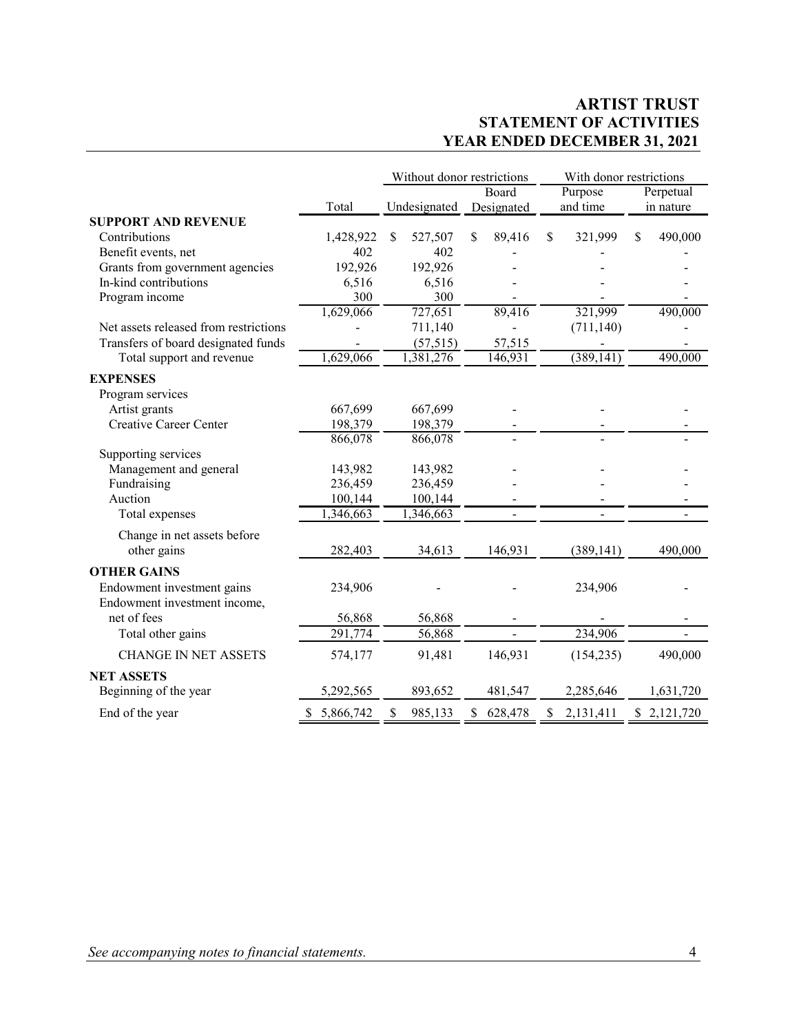# ARTIST TRUST
## STATEMENT OF ACTIVITIES
## YEAR ENDED DECEMBER 31, 2021

| | | Without donor restrictions | | With donor restrictions | |
|---|---|---|---|---|---|
| | Total | Undesignated | Board Designated | Purpose and time | Perpetual in nature |
| **SUPPORT AND REVENUE** | | | | | |
| Contributions | 1,428,922 | $ 527,507 | $ 89,416 | $ 321,999 | $ 490,000 |
| Benefit events, net | 402 | 402 | - | - | - |
| Grants from government agencies | 192,926 | 192,926 | - | - | - |
| In-kind contributions | 6,516 | 6,516 | - | - | - |
| Program income | 300 | 300 | - | - | - |
| | 1,629,066 | 727,651 | 89,416 | 321,999 | 490,000 |
| Net assets released from restrictions | - | 711,140 | - | (711,140) | - |
| Transfers of board designated funds | - | (57,515) | 57,515 | - | - |
| Total support and revenue | 1,629,066 | 1,381,276 | 146,931 | (389,141) | 490,000 |
| **EXPENSES** | | | | | |
| Program services | | | | | |
| Artist grants | 667,699 | 667,699 | - | - | - |
| Creative Career Center | 198,379 | 198,379 | - | - | - |
| | 866,078 | 866,078 | - | - | - |
| Supporting services | | | | | |
| Management and general | 143,982 | 143,982 | - | - | - |
| Fundraising | 236,459 | 236,459 | - | - | - |
| Auction | 100,144 | 100,144 | - | - | - |
| Total expenses | 1,346,663 | 1,346,663 | - | - | - |
| Change in net assets before other gains | 282,403 | 34,613 | 146,931 | (389,141) | 490,000 |
| **OTHER GAINS** | | | | | |
| Endowment investment gains | 234,906 | - | - | 234,906 | - |
| Endowment investment income, net of fees | 56,868 | 56,868 | - | - | - |
| Total other gains | 291,774 | 56,868 | - | 234,906 | - |
| CHANGE IN NET ASSETS | 574,177 | 91,481 | 146,931 | (154,235) | 490,000 |
| **NET ASSETS** | | | | | |
| Beginning of the year | 5,292,565 | 893,652 | 481,547 | 2,285,646 | 1,631,720 |
| End of the year | $ 5,866,742 | $ 985,133 | $ 628,478 | $ 2,131,411 | $ 2,121,720 |

*See accompanying notes to financial statements.*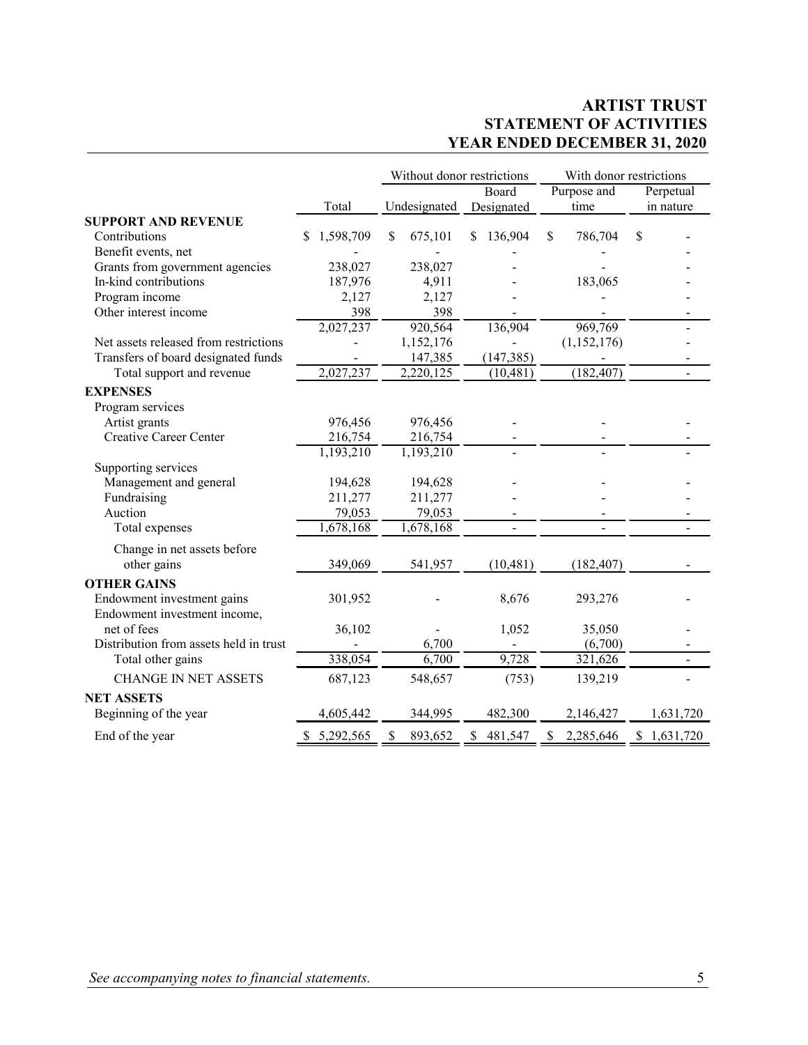# ARTIST TRUST
## STATEMENT OF ACTIVITIES
## YEAR ENDED DECEMBER 31, 2020

| | | Without donor restrictions | | With donor restrictions | |
|---|---|---|---|---|---|
| | Total | Undesignated | Board Designated | Purpose and time | Perpetual in nature |
| **SUPPORT AND REVENUE** | | | | | |
| Contributions | $ 1,598,709 | $ 675,101 | $ 136,904 | $ 786,704 | $ - |
| Benefit events, net | - | - | - | - | - |
| Grants from government agencies | 238,027 | 238,027 | - | - | - |
| In-kind contributions | 187,976 | 4,911 | - | 183,065 | - |
| Program income | 2,127 | 2,127 | - | - | - |
| Other interest income | 398 | 398 | - | - | - |
| | 2,027,237 | 920,564 | 136,904 | 969,769 | - |
| Net assets released from restrictions | - | 1,152,176 | - | (1,152,176) | - |
| Transfers of board designated funds | - | 147,385 | (147,385) | - | - |
| Total support and revenue | 2,027,237 | 2,220,125 | (10,481) | (182,407) | - |
| **EXPENSES** | | | | | |
| Program services | | | | | |
| Artist grants | 976,456 | 976,456 | - | - | - |
| Creative Career Center | 216,754 | 216,754 | - | - | - |
| | 1,193,210 | 1,193,210 | - | - | - |
| Supporting services | | | | | |
| Management and general | 194,628 | 194,628 | - | - | - |
| Fundraising | 211,277 | 211,277 | - | - | - |
| Auction | 79,053 | 79,053 | - | - | - |
| Total expenses | 1,678,168 | 1,678,168 | - | - | - |
| Change in net assets before other gains | 349,069 | 541,957 | (10,481) | (182,407) | - |
| **OTHER GAINS** | | | | | |
| Endowment investment gains | 301,952 | - | 8,676 | 293,276 | - |
| Endowment investment income, net of fees | 36,102 | - | 1,052 | 35,050 | - |
| Distribution from assets held in trust | - | 6,700 | - | (6,700) | - |
| Total other gains | 338,054 | 6,700 | 9,728 | 321,626 | - |
| CHANGE IN NET ASSETS | 687,123 | 548,657 | (753) | 139,219 | - |
| **NET ASSETS** | | | | | |
| Beginning of the year | 4,605,442 | 344,995 | 482,300 | 2,146,427 | 1,631,720 |
| End of the year | $ 5,292,565 | $ 893,652 | $ 481,547 | $ 2,285,646 | $ 1,631,720 |

*See accompanying notes to financial statements.*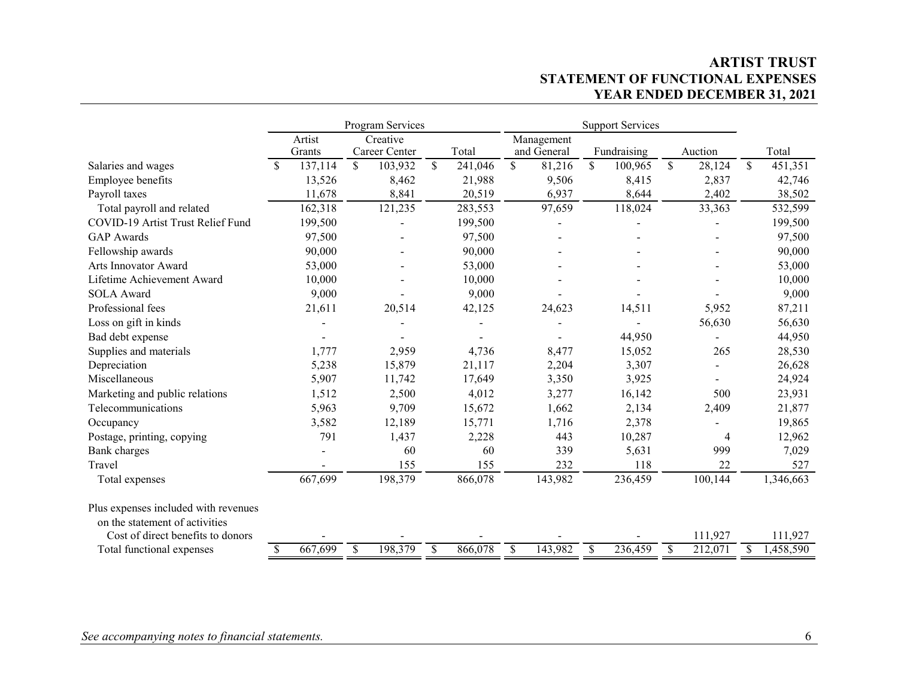# ARTIST TRUST
## STATEMENT OF FUNCTIONAL EXPENSES
## YEAR ENDED DECEMBER 31, 2021

| | Program Services | | | Support Services | | | |
|---|---|---|---|---|---|---|---|
| | Artist Grants | Creative Career Center | Total | Management and General | Fundraising | Auction | Total |
| Salaries and wages | $ 137,114 | $ 103,932 | $ 241,046 | $ 81,216 | $ 100,965 | $ 28,124 | $ 451,351 |
| Employee benefits | 13,526 | 8,462 | 21,988 | 9,506 | 8,415 | 2,837 | 42,746 |
| Payroll taxes | 11,678 | 8,841 | 20,519 | 6,937 | 8,644 | 2,402 | 38,502 |
| Total payroll and related | 162,318 | 121,235 | 283,553 | 97,659 | 118,024 | 33,363 | 532,599 |
| COVID-19 Artist Trust Relief Fund | 199,500 | - | 199,500 | - | - | - | 199,500 |
| GAP Awards | 97,500 | - | 97,500 | - | - | - | 97,500 |
| Fellowship awards | 90,000 | - | 90,000 | - | - | - | 90,000 |
| Arts Innovator Award | 53,000 | - | 53,000 | - | - | - | 53,000 |
| Lifetime Achievement Award | 10,000 | - | 10,000 | - | - | - | 10,000 |
| SOLA Award | 9,000 | - | 9,000 | - | - | - | 9,000 |
| Professional fees | 21,611 | 20,514 | 42,125 | 24,623 | 14,511 | 5,952 | 87,211 |
| Loss on gift in kinds | - | - | - | - | - | 56,630 | 56,630 |
| Bad debt expense | - | - | - | - | 44,950 | - | 44,950 |
| Supplies and materials | 1,777 | 2,959 | 4,736 | 8,477 | 15,052 | 265 | 28,530 |
| Depreciation | 5,238 | 15,879 | 21,117 | 2,204 | 3,307 | - | 26,628 |
| Miscellaneous | 5,907 | 11,742 | 17,649 | 3,350 | 3,925 | - | 24,924 |
| Marketing and public relations | 1,512 | 2,500 | 4,012 | 3,277 | 16,142 | 500 | 23,931 |
| Telecommunications | 5,963 | 9,709 | 15,672 | 1,662 | 2,134 | 2,409 | 21,877 |
| Occupancy | 3,582 | 12,189 | 15,771 | 1,716 | 2,378 | - | 19,865 |
| Postage, printing, copying | 791 | 1,437 | 2,228 | 443 | 10,287 | 4 | 12,962 |
| Bank charges | - | 60 | 60 | 339 | 5,631 | 999 | 7,029 |
| Travel | - | 155 | 155 | 232 | 118 | 22 | 527 |
| Total expenses | 667,699 | 198,379 | 866,078 | 143,982 | 236,459 | 100,144 | 1,346,663 |
| Plus expenses included with revenues on the statement of activities | | | | | | | |
| Cost of direct benefits to donors | - | - | - | - | - | 111,927 | 111,927 |
| Total functional expenses | $ 667,699 | $ 198,379 | $ 866,078 | $ 143,982 | $ 236,459 | $ 212,071 | $ 1,458,590 |

*See accompanying notes to financial statements.*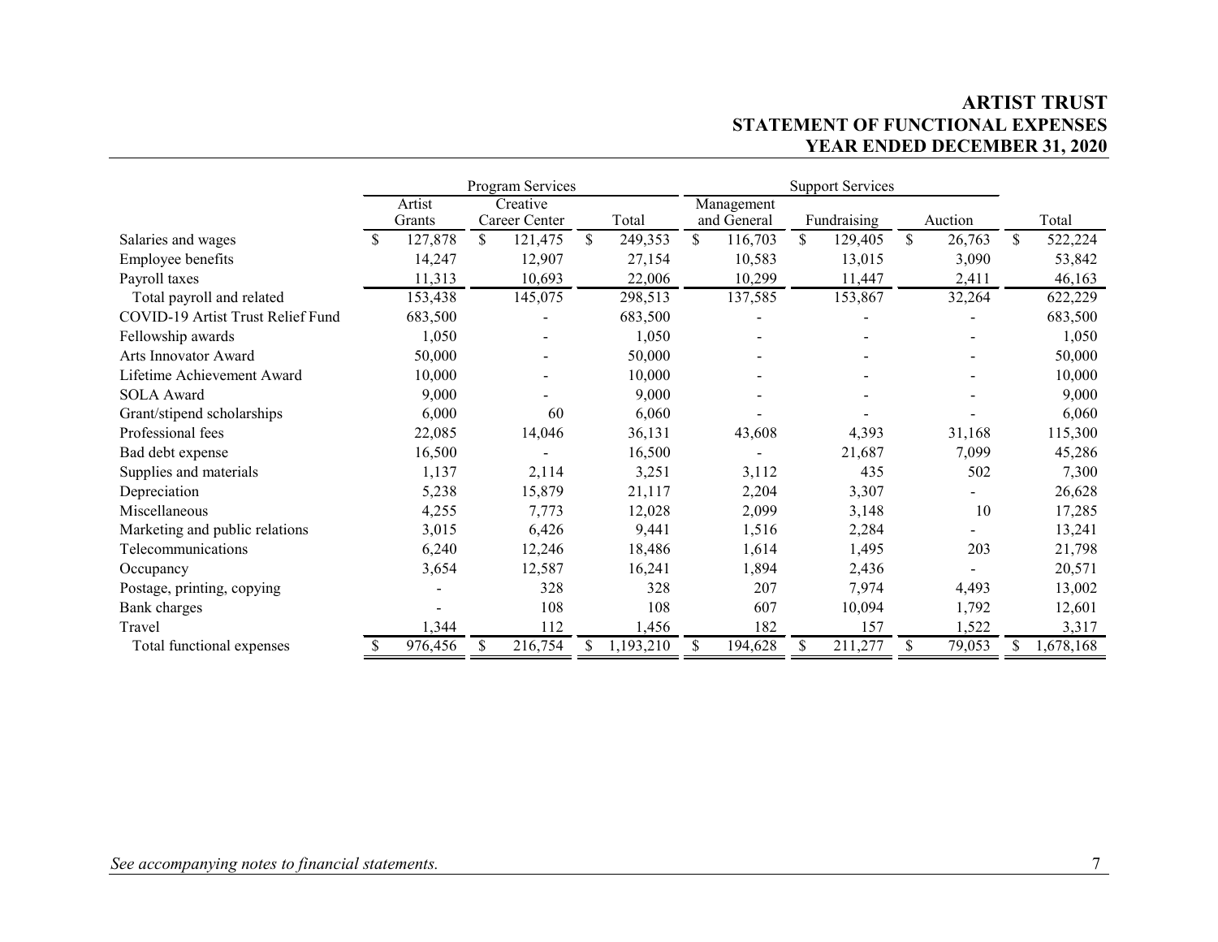# ARTIST TRUST
## STATEMENT OF FUNCTIONAL EXPENSES
## YEAR ENDED DECEMBER 31, 2020

| | Program Services | | | Support Services | | | |
|---|---|---|---|---|---|---|---|
| | Artist Grants | Creative Career Center | Total | Management and General | Fundraising | Auction | Total |
| Salaries and wages | $ 127,878 | $ 121,475 | $ 249,353 | $ 116,703 | $ 129,405 | $ 26,763 | $ 522,224 |
| Employee benefits | 14,247 | 12,907 | 27,154 | 10,583 | 13,015 | 3,090 | 53,842 |
| Payroll taxes | 11,313 | 10,693 | 22,006 | 10,299 | 11,447 | 2,411 | 46,163 |
| Total payroll and related | 153,438 | 145,075 | 298,513 | 137,585 | 153,867 | 32,264 | 622,229 |
| COVID-19 Artist Trust Relief Fund | 683,500 | - | 683,500 | - | - | - | 683,500 |
| Fellowship awards | 1,050 | - | 1,050 | - | - | - | 1,050 |
| Arts Innovator Award | 50,000 | - | 50,000 | - | - | - | 50,000 |
| Lifetime Achievement Award | 10,000 | - | 10,000 | - | - | - | 10,000 |
| SOLA Award | 9,000 | - | 9,000 | - | - | - | 9,000 |
| Grant/stipend scholarships | 6,000 | 60 | 6,060 | - | - | - | 6,060 |
| Professional fees | 22,085 | 14,046 | 36,131 | 43,608 | 4,393 | 31,168 | 115,300 |
| Bad debt expense | 16,500 | - | 16,500 | - | 21,687 | 7,099 | 45,286 |
| Supplies and materials | 1,137 | 2,114 | 3,251 | 3,112 | 435 | 502 | 7,300 |
| Depreciation | 5,238 | 15,879 | 21,117 | 2,204 | 3,307 | - | 26,628 |
| Miscellaneous | 4,255 | 7,773 | 12,028 | 2,099 | 3,148 | 10 | 17,285 |
| Marketing and public relations | 3,015 | 6,426 | 9,441 | 1,516 | 2,284 | - | 13,241 |
| Telecommunications | 6,240 | 12,246 | 18,486 | 1,614 | 1,495 | 203 | 21,798 |
| Occupancy | 3,654 | 12,587 | 16,241 | 1,894 | 2,436 | - | 20,571 |
| Postage, printing, copying | - | 328 | 328 | 207 | 7,974 | 4,493 | 13,002 |
| Bank charges | - | 108 | 108 | 607 | 10,094 | 1,792 | 12,601 |
| Travel | 1,344 | 112 | 1,456 | 182 | 157 | 1,522 | 3,317 |
| Total functional expenses | $ 976,456 | $ 216,754 | $ 1,193,210 | $ 194,628 | $ 211,277 | $ 79,053 | $ 1,678,168 |

*See accompanying notes to financial statements.*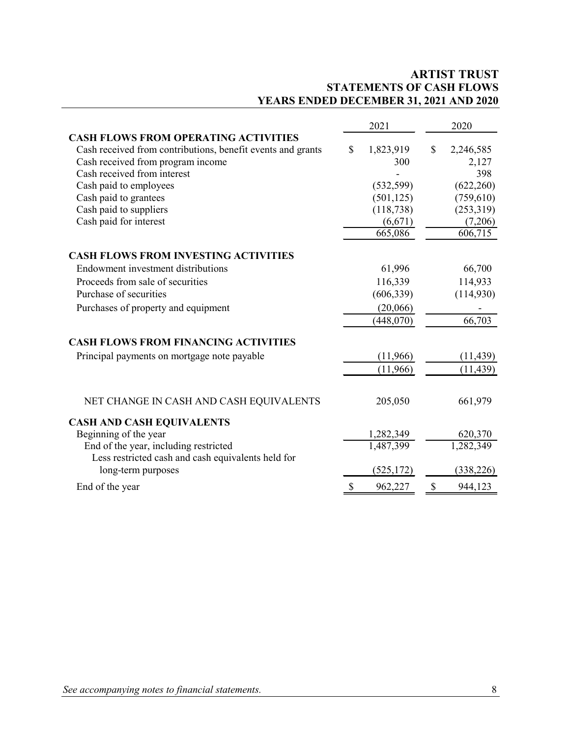# ARTIST TRUST
## STATEMENTS OF CASH FLOWS
## YEARS ENDED DECEMBER 31, 2021 AND 2020

| | 2021 | 2020 |
|---|---|---|
| **CASH FLOWS FROM OPERATING ACTIVITIES** | | |
| Cash received from contributions, benefit events and grants | $ 1,823,919 | $ 2,246,585 |
| Cash received from program income | 300 | 2,127 |
| Cash received from interest | - | 398 |
| Cash paid to employees | (532,599) | (622,260) |
| Cash paid to grantees | (501,125) | (759,610) |
| Cash paid to suppliers | (118,738) | (253,319) |
| Cash paid for interest | (6,671) | (7,206) |
| | 665,086 | 606,715 |
| **CASH FLOWS FROM INVESTING ACTIVITIES** | | |
| Endowment investment distributions | 61,996 | 66,700 |
| Proceeds from sale of securities | 116,339 | 114,933 |
| Purchase of securities | (606,339) | (114,930) |
| Purchases of property and equipment | (20,066) | - |
| | (448,070) | 66,703 |
| **CASH FLOWS FROM FINANCING ACTIVITIES** | | |
| Principal payments on mortgage note payable | (11,966) | (11,439) |
| | (11,966) | (11,439) |
| NET CHANGE IN CASH AND CASH EQUIVALENTS | 205,050 | 661,979 |
| **CASH AND CASH EQUIVALENTS** | | |
| Beginning of the year | 1,282,349 | 620,370 |
| End of the year, including restricted | 1,487,399 | 1,282,349 |
| Less restricted cash and cash equivalents held for long-term purposes | (525,172) | (338,226) |
| End of the year | $ 962,227 | $ 944,123 |

*See accompanying notes to financial statements.*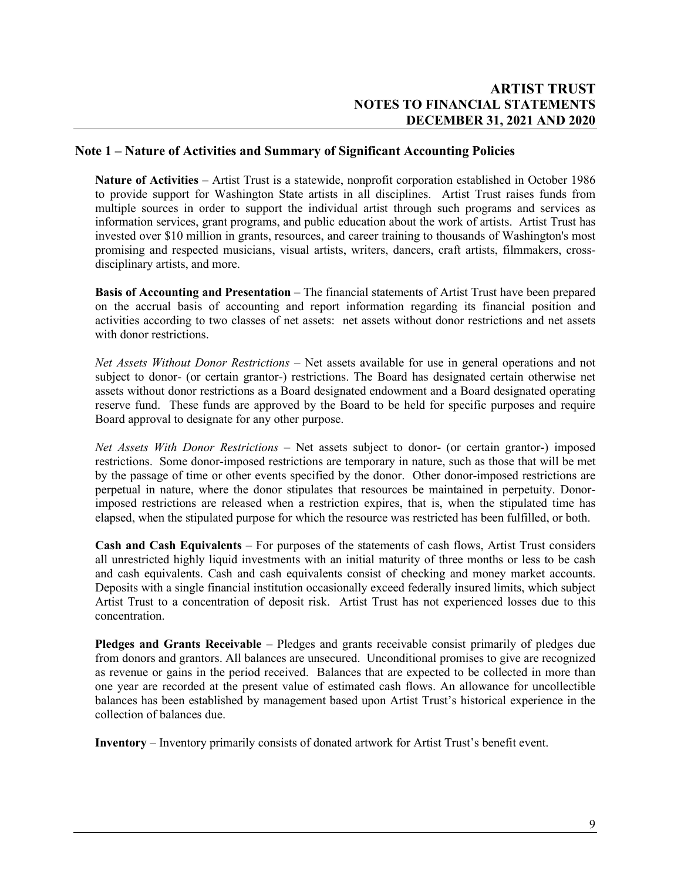## Note 1 – Nature of Activities and Summary of Significant Accounting Policies

**Nature of Activities** – Artist Trust is a statewide, nonprofit corporation established in October 1986 to provide support for Washington State artists in all disciplines. Artist Trust raises funds from multiple sources in order to support the individual artist through such programs and services as information services, grant programs, and public education about the work of artists. Artist Trust has invested over $10 million in grants, resources, and career training to thousands of Washington's most promising and respected musicians, visual artists, writers, dancers, craft artists, filmmakers, cross-disciplinary artists, and more.

**Basis of Accounting and Presentation** – The financial statements of Artist Trust have been prepared on the accrual basis of accounting and report information regarding its financial position and activities according to two classes of net assets: net assets without donor restrictions and net assets with donor restrictions.

*Net Assets Without Donor Restrictions* – Net assets available for use in general operations and not subject to donor- (or certain grantor-) restrictions. The Board has designated certain otherwise net assets without donor restrictions as a Board designated endowment and a Board designated operating reserve fund. These funds are approved by the Board to be held for specific purposes and require Board approval to designate for any other purpose.

*Net Assets With Donor Restrictions* – Net assets subject to donor- (or certain grantor-) imposed restrictions. Some donor-imposed restrictions are temporary in nature, such as those that will be met by the passage of time or other events specified by the donor. Other donor-imposed restrictions are perpetual in nature, where the donor stipulates that resources be maintained in perpetuity. Donor-imposed restrictions are released when a restriction expires, that is, when the stipulated time has elapsed, when the stipulated purpose for which the resource was restricted has been fulfilled, or both.

**Cash and Cash Equivalents** – For purposes of the statements of cash flows, Artist Trust considers all unrestricted highly liquid investments with an initial maturity of three months or less to be cash and cash equivalents. Cash and cash equivalents consist of checking and money market accounts. Deposits with a single financial institution occasionally exceed federally insured limits, which subject Artist Trust to a concentration of deposit risk. Artist Trust has not experienced losses due to this concentration.

**Pledges and Grants Receivable** – Pledges and grants receivable consist primarily of pledges due from donors and grantors. All balances are unsecured. Unconditional promises to give are recognized as revenue or gains in the period received. Balances that are expected to be collected in more than one year are recorded at the present value of estimated cash flows. An allowance for uncollectible balances has been established by management based upon Artist Trust's historical experience in the collection of balances due.

**Inventory** – Inventory primarily consists of donated artwork for Artist Trust's benefit event.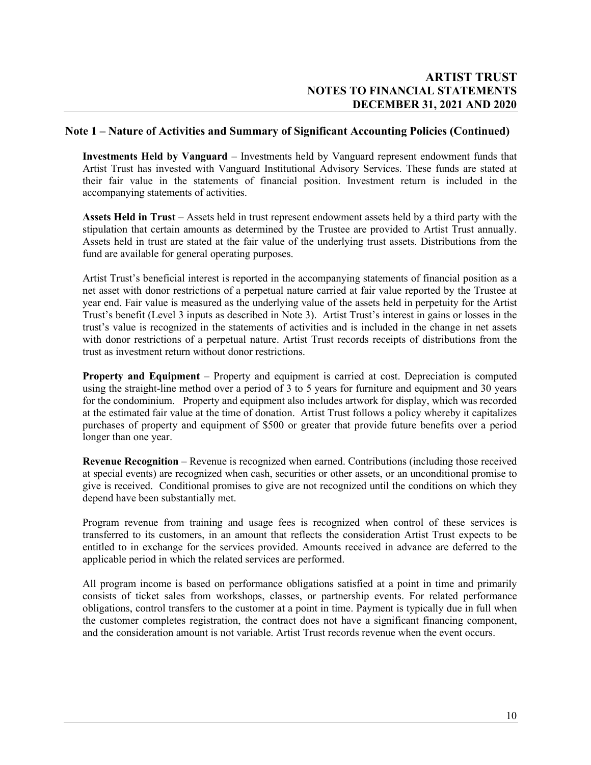## Note 1 – Nature of Activities and Summary of Significant Accounting Policies (Continued)

**Investments Held by Vanguard** – Investments held by Vanguard represent endowment funds that Artist Trust has invested with Vanguard Institutional Advisory Services. These funds are stated at their fair value in the statements of financial position. Investment return is included in the accompanying statements of activities.

**Assets Held in Trust** – Assets held in trust represent endowment assets held by a third party with the stipulation that certain amounts as determined by the Trustee are provided to Artist Trust annually. Assets held in trust are stated at the fair value of the underlying trust assets. Distributions from the fund are available for general operating purposes.

Artist Trust's beneficial interest is reported in the accompanying statements of financial position as a net asset with donor restrictions of a perpetual nature carried at fair value reported by the Trustee at year end. Fair value is measured as the underlying value of the assets held in perpetuity for the Artist Trust's benefit (Level 3 inputs as described in Note 3). Artist Trust's interest in gains or losses in the trust's value is recognized in the statements of activities and is included in the change in net assets with donor restrictions of a perpetual nature. Artist Trust records receipts of distributions from the trust as investment return without donor restrictions.

**Property and Equipment** – Property and equipment is carried at cost. Depreciation is computed using the straight-line method over a period of 3 to 5 years for furniture and equipment and 30 years for the condominium. Property and equipment also includes artwork for display, which was recorded at the estimated fair value at the time of donation. Artist Trust follows a policy whereby it capitalizes purchases of property and equipment of $500 or greater that provide future benefits over a period longer than one year.

**Revenue Recognition** – Revenue is recognized when earned. Contributions (including those received at special events) are recognized when cash, securities or other assets, or an unconditional promise to give is received. Conditional promises to give are not recognized until the conditions on which they depend have been substantially met.

Program revenue from training and usage fees is recognized when control of these services is transferred to its customers, in an amount that reflects the consideration Artist Trust expects to be entitled to in exchange for the services provided. Amounts received in advance are deferred to the applicable period in which the related services are performed.

All program income is based on performance obligations satisfied at a point in time and primarily consists of ticket sales from workshops, classes, or partnership events. For related performance obligations, control transfers to the customer at a point in time. Payment is typically due in full when the customer completes registration, the contract does not have a significant financing component, and the consideration amount is not variable. Artist Trust records revenue when the event occurs.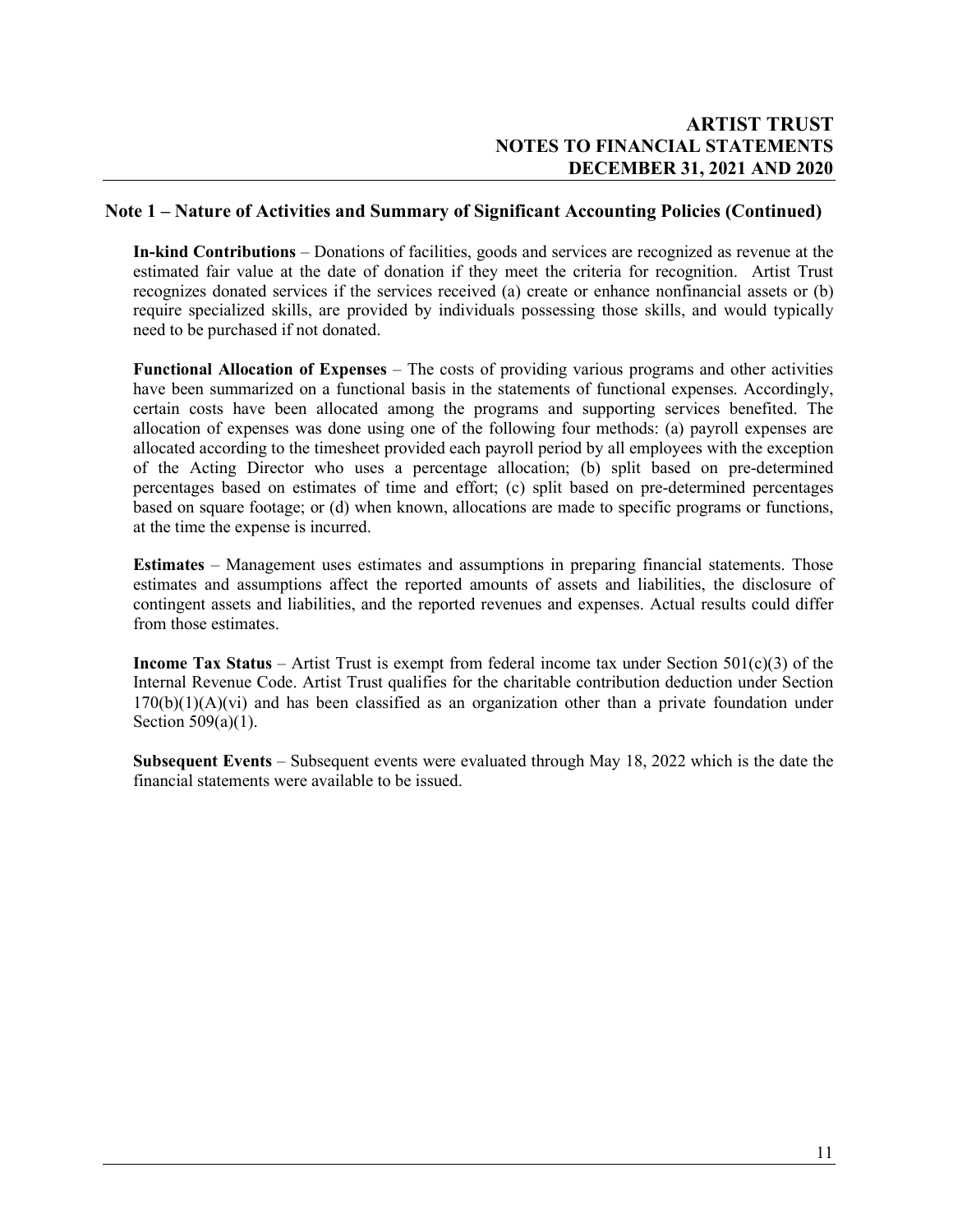## Note 1 – Nature of Activities and Summary of Significant Accounting Policies (Continued)

**In-kind Contributions** – Donations of facilities, goods and services are recognized as revenue at the estimated fair value at the date of donation if they meet the criteria for recognition. Artist Trust recognizes donated services if the services received (a) create or enhance nonfinancial assets or (b) require specialized skills, are provided by individuals possessing those skills, and would typically need to be purchased if not donated.

**Functional Allocation of Expenses** – The costs of providing various programs and other activities have been summarized on a functional basis in the statements of functional expenses. Accordingly, certain costs have been allocated among the programs and supporting services benefited. The allocation of expenses was done using one of the following four methods: (a) payroll expenses are allocated according to the timesheet provided each payroll period by all employees with the exception of the Acting Director who uses a percentage allocation; (b) split based on pre-determined percentages based on estimates of time and effort; (c) split based on pre-determined percentages based on square footage; or (d) when known, allocations are made to specific programs or functions, at the time the expense is incurred.

**Estimates** – Management uses estimates and assumptions in preparing financial statements. Those estimates and assumptions affect the reported amounts of assets and liabilities, the disclosure of contingent assets and liabilities, and the reported revenues and expenses. Actual results could differ from those estimates.

**Income Tax Status** – Artist Trust is exempt from federal income tax under Section 501(c)(3) of the Internal Revenue Code. Artist Trust qualifies for the charitable contribution deduction under Section 170(b)(1)(A)(vi) and has been classified as an organization other than a private foundation under Section 509(a)(1).

**Subsequent Events** – Subsequent events were evaluated through May 18, 2022 which is the date the financial statements were available to be issued.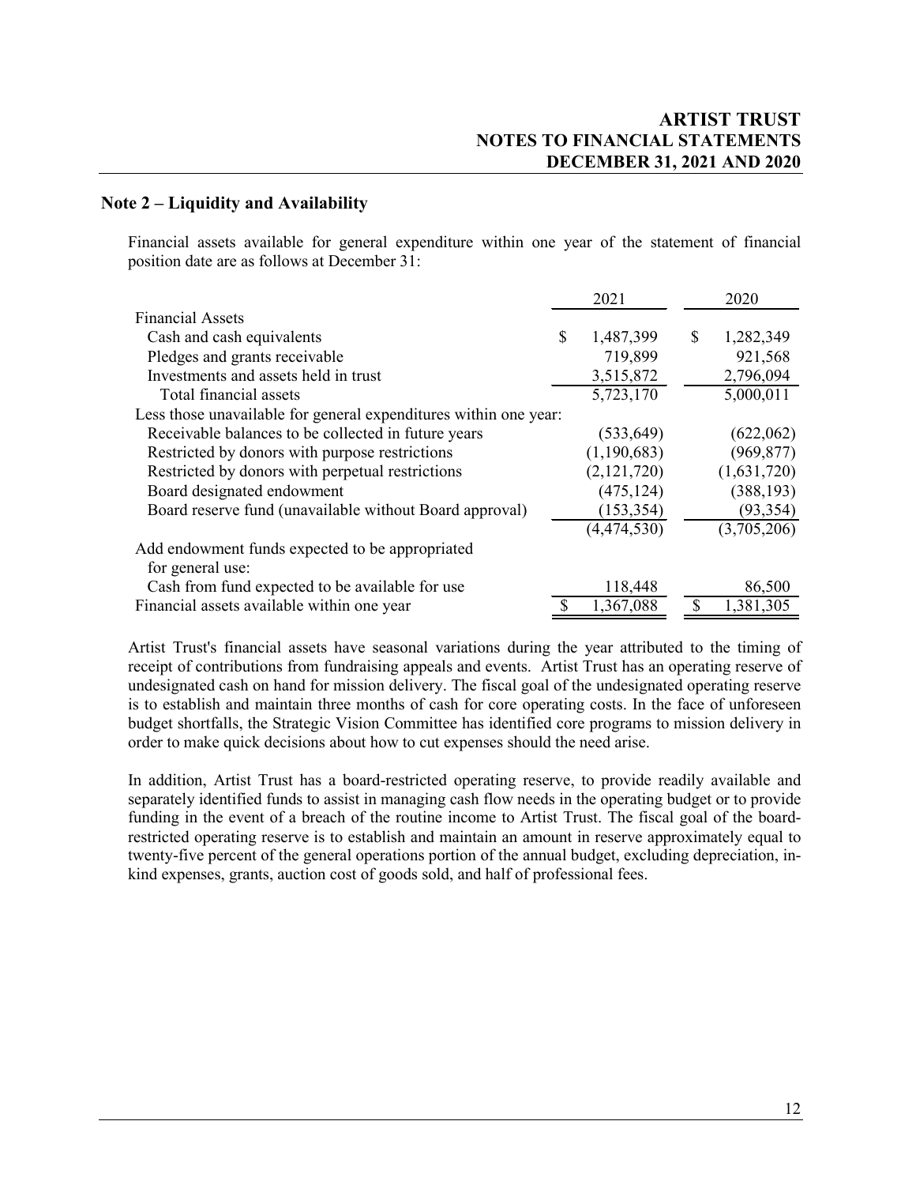## Note 2 – Liquidity and Availability

Financial assets available for general expenditure within one year of the statement of financial position date are as follows at December 31:

| | 2021 | 2020 |
|---|---|---|
| Financial Assets | | |
| Cash and cash equivalents | $ 1,487,399 | $ 1,282,349 |
| Pledges and grants receivable | 719,899 | 921,568 |
| Investments and assets held in trust | 3,515,872 | 2,796,094 |
| Total financial assets | 5,723,170 | 5,000,011 |
| Less those unavailable for general expenditures within one year: | | |
| Receivable balances to be collected in future years | (533,649) | (622,062) |
| Restricted by donors with purpose restrictions | (1,190,683) | (969,877) |
| Restricted by donors with perpetual restrictions | (2,121,720) | (1,631,720) |
| Board designated endowment | (475,124) | (388,193) |
| Board reserve fund (unavailable without Board approval) | (153,354) | (93,354) |
| | (4,474,530) | (3,705,206) |
| Add endowment funds expected to be appropriated for general use: | | |
| Cash from fund expected to be available for use | 118,448 | 86,500 |
| Financial assets available within one year | $ 1,367,088 | $ 1,381,305 |

Artist Trust's financial assets have seasonal variations during the year attributed to the timing of receipt of contributions from fundraising appeals and events. Artist Trust has an operating reserve of undesignated cash on hand for mission delivery. The fiscal goal of the undesignated operating reserve is to establish and maintain three months of cash for core operating costs. In the face of unforeseen budget shortfalls, the Strategic Vision Committee has identified core programs to mission delivery in order to make quick decisions about how to cut expenses should the need arise.

In addition, Artist Trust has a board-restricted operating reserve, to provide readily available and separately identified funds to assist in managing cash flow needs in the operating budget or to provide funding in the event of a breach of the routine income to Artist Trust. The fiscal goal of the board-restricted operating reserve is to establish and maintain an amount in reserve approximately equal to twenty-five percent of the general operations portion of the annual budget, excluding depreciation, in-kind expenses, grants, auction cost of goods sold, and half of professional fees.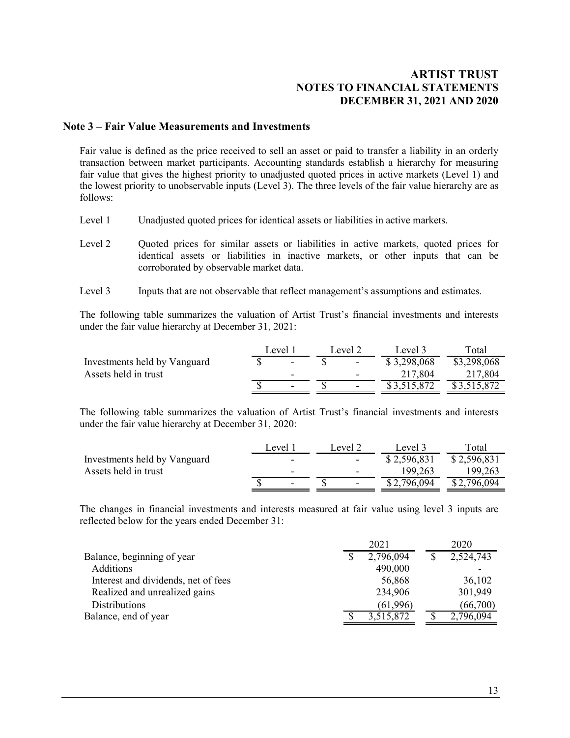## Note 3 – Fair Value Measurements and Investments

Fair value is defined as the price received to sell an asset or paid to transfer a liability in an orderly transaction between market participants. Accounting standards establish a hierarchy for measuring fair value that gives the highest priority to unadjusted quoted prices in active markets (Level 1) and the lowest priority to unobservable inputs (Level 3). The three levels of the fair value hierarchy are as follows:

- Level 1 Unadjusted quoted prices for identical assets or liabilities in active markets.
- Level 2 Quoted prices for similar assets or liabilities in active markets, quoted prices for identical assets or liabilities in inactive markets, or other inputs that can be corroborated by observable market data.
- Level 3 Inputs that are not observable that reflect management's assumptions and estimates.

The following table summarizes the valuation of Artist Trust's financial investments and interests under the fair value hierarchy at December 31, 2021:

| | Level 1 | Level 2 | Level 3 | Total |
|---|---|---|---|---|
| Investments held by Vanguard | $ - | $ - | $ 3,298,068 | $3,298,068 |
| Assets held in trust | - | - | 217,804 | 217,804 |
| | $ - | $ - | $ 3,515,872 | $ 3,515,872 |

The following table summarizes the valuation of Artist Trust's financial investments and interests under the fair value hierarchy at December 31, 2020:

| | Level 1 | Level 2 | Level 3 | Total |
|---|---|---|---|---|
| Investments held by Vanguard | - | - | $ 2,596,831 | $ 2,596,831 |
| Assets held in trust | - | - | 199,263 | 199,263 |
| | $ - | $ - | $ 2,796,094 | $ 2,796,094 |

The changes in financial investments and interests measured at fair value using level 3 inputs are reflected below for the years ended December 31:

| | 2021 | 2020 |
|---|---|---|
| Balance, beginning of year | $ 2,796,094 | $ 2,524,743 |
| Additions | 490,000 | - |
| Interest and dividends, net of fees | 56,868 | 36,102 |
| Realized and unrealized gains | 234,906 | 301,949 |
| Distributions | (61,996) | (66,700) |
| Balance, end of year | $ 3,515,872 | $ 2,796,094 |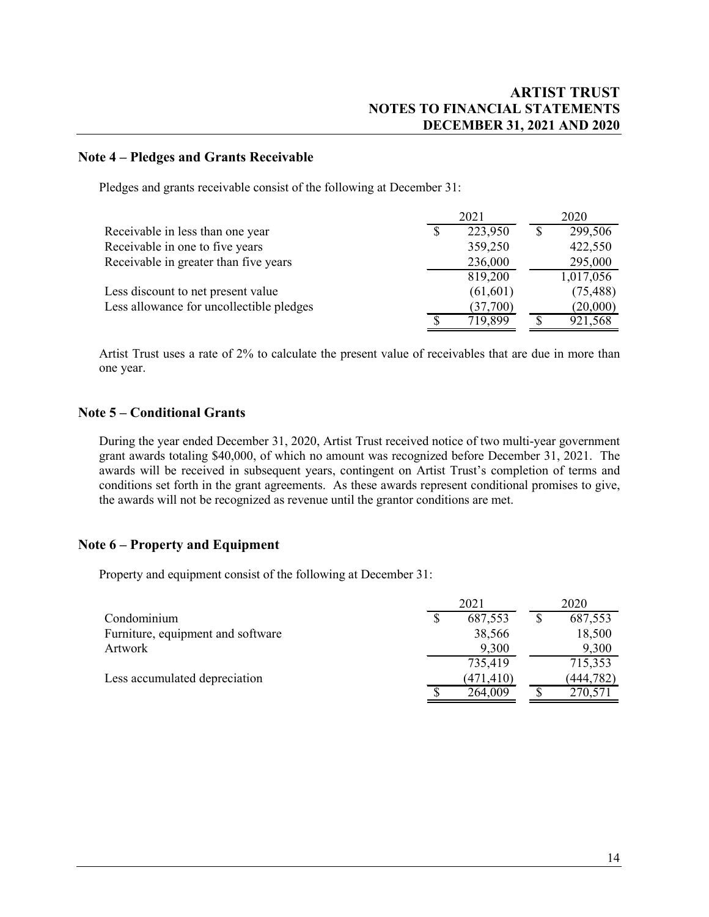## Note 4 – Pledges and Grants Receivable

Pledges and grants receivable consist of the following at December 31:

| | 2021 | 2020 |
|---|---|---|
| Receivable in less than one year | $ 223,950 | $ 299,506 |
| Receivable in one to five years | 359,250 | 422,550 |
| Receivable in greater than five years | 236,000 | 295,000 |
| | 819,200 | 1,017,056 |
| Less discount to net present value | (61,601) | (75,488) |
| Less allowance for uncollectible pledges | (37,700) | (20,000) |
| | $ 719,899 | $ 921,568 |

Artist Trust uses a rate of 2% to calculate the present value of receivables that are due in more than one year.

## Note 5 – Conditional Grants

During the year ended December 31, 2020, Artist Trust received notice of two multi-year government grant awards totaling $40,000, of which no amount was recognized before December 31, 2021. The awards will be received in subsequent years, contingent on Artist Trust's completion of terms and conditions set forth in the grant agreements. As these awards represent conditional promises to give, the awards will not be recognized as revenue until the grantor conditions are met.

## Note 6 – Property and Equipment

Property and equipment consist of the following at December 31:

| | 2021 | 2020 |
|---|---|---|
| Condominium | $ 687,553 | $ 687,553 |
| Furniture, equipment and software | 38,566 | 18,500 |
| Artwork | 9,300 | 9,300 |
| | 735,419 | 715,353 |
| Less accumulated depreciation | (471,410) | (444,782) |
| | $ 264,009 | $ 270,571 |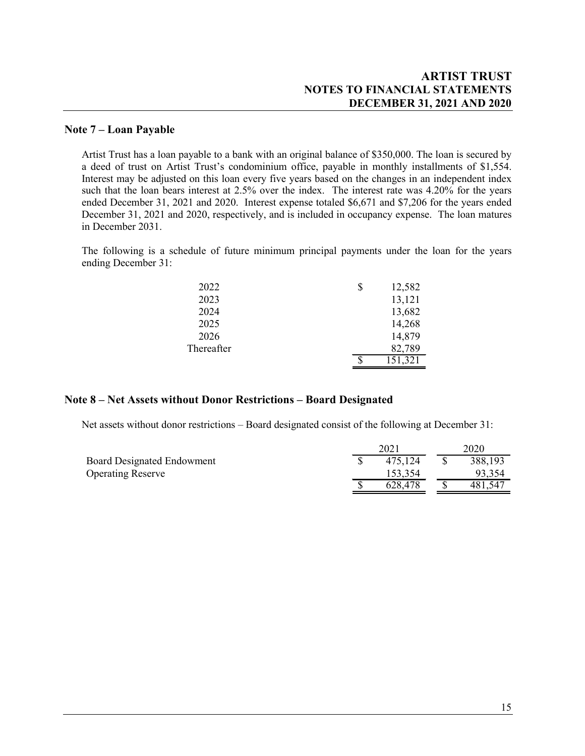## Note 7 – Loan Payable

Artist Trust has a loan payable to a bank with an original balance of $350,000. The loan is secured by a deed of trust on Artist Trust's condominium office, payable in monthly installments of $1,554. Interest may be adjusted on this loan every five years based on the changes in an independent index such that the loan bears interest at 2.5% over the index. The interest rate was 4.20% for the years ended December 31, 2021 and 2020. Interest expense totaled $6,671 and $7,206 for the years ended December 31, 2021 and 2020, respectively, and is included in occupancy expense. The loan matures in December 2031.

The following is a schedule of future minimum principal payments under the loan for the years ending December 31:

| | |
|---|---|
| 2022 | $ 12,582 |
| 2023 | 13,121 |
| 2024 | 13,682 |
| 2025 | 14,268 |
| 2026 | 14,879 |
| Thereafter | 82,789 |
| | $ 151,321 |

## Note 8 – Net Assets without Donor Restrictions – Board Designated

Net assets without donor restrictions – Board designated consist of the following at December 31:

| | 2021 | 2020 |
|---|---|---|
| Board Designated Endowment | $ 475,124 | $ 388,193 |
| Operating Reserve | 153,354 | 93,354 |
| | $ 628,478 | $ 481,547 |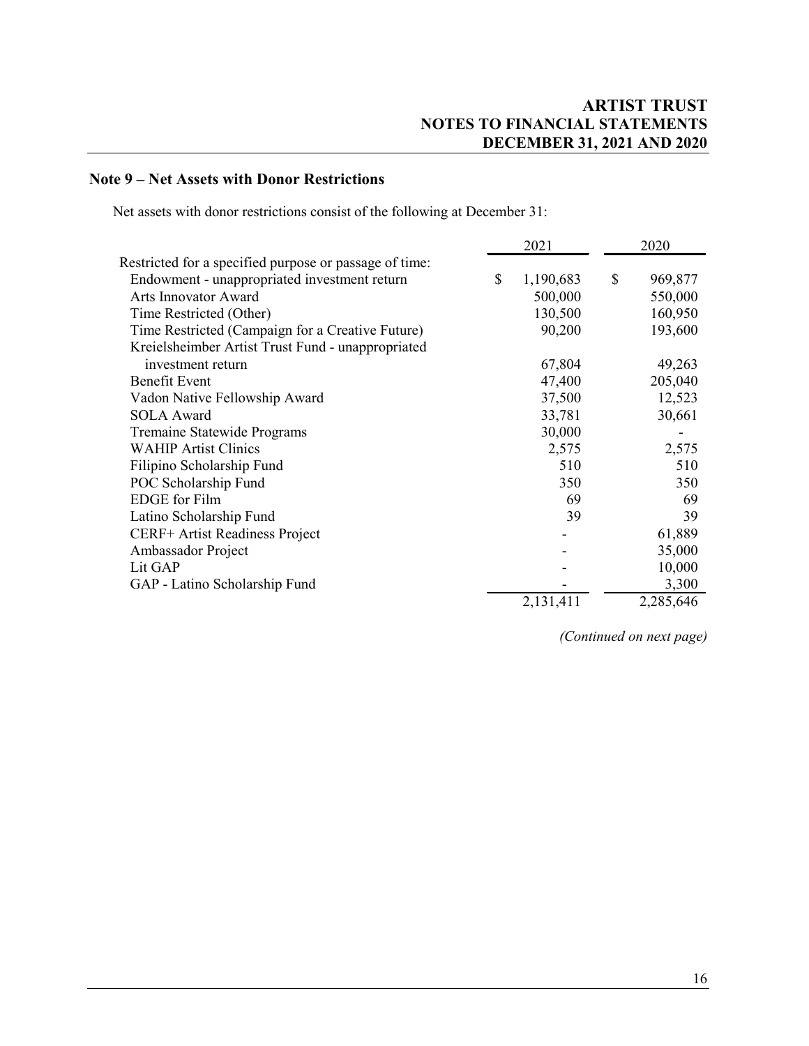## Note 9 – Net Assets with Donor Restrictions

Net assets with donor restrictions consist of the following at December 31:

| | 2021 | 2020 |
|---|---|---|
| Restricted for a specified purpose or passage of time: | | |
| Endowment - unappropriated investment return | $ 1,190,683 | $ 969,877 |
| Arts Innovator Award | 500,000 | 550,000 |
| Time Restricted (Other) | 130,500 | 160,950 |
| Time Restricted (Campaign for a Creative Future) | 90,200 | 193,600 |
| Kreielsheimber Artist Trust Fund - unappropriated investment return | 67,804 | 49,263 |
| Benefit Event | 47,400 | 205,040 |
| Vadon Native Fellowship Award | 37,500 | 12,523 |
| SOLA Award | 33,781 | 30,661 |
| Tremaine Statewide Programs | 30,000 | - |
| WAHIP Artist Clinics | 2,575 | 2,575 |
| Filipino Scholarship Fund | 510 | 510 |
| POC Scholarship Fund | 350 | 350 |
| EDGE for Film | 69 | 69 |
| Latino Scholarship Fund | 39 | 39 |
| CERF+ Artist Readiness Project | - | 61,889 |
| Ambassador Project | - | 35,000 |
| Lit GAP | - | 10,000 |
| GAP - Latino Scholarship Fund | - | 3,300 |
| | 2,131,411 | 2,285,646 |

*(Continued on next page)*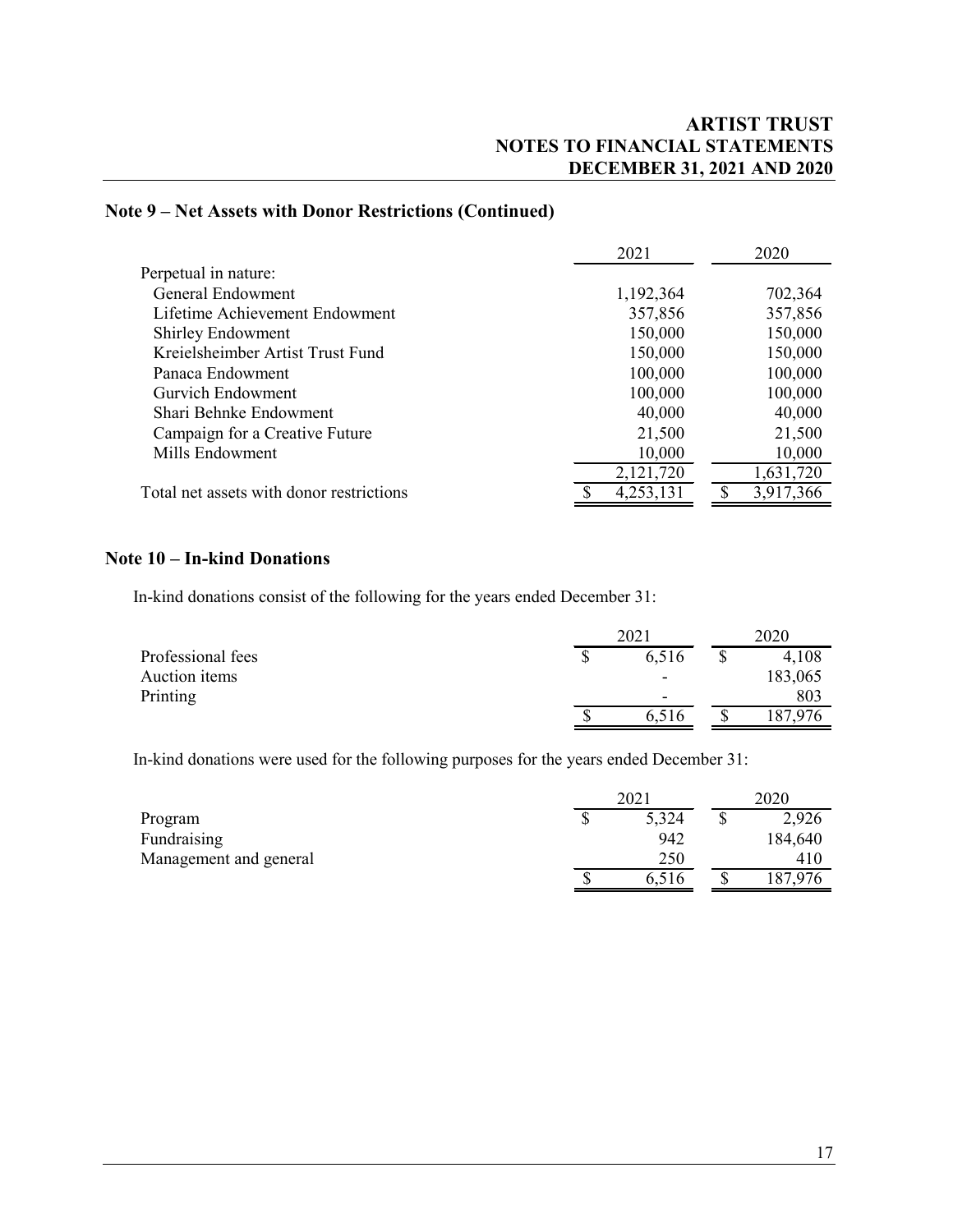## Note 9 – Net Assets with Donor Restrictions (Continued)

| | 2021 | 2020 |
|---|---|---|
| Perpetual in nature: | | |
| General Endowment | 1,192,364 | 702,364 |
| Lifetime Achievement Endowment | 357,856 | 357,856 |
| Shirley Endowment | 150,000 | 150,000 |
| Kreielsheimber Artist Trust Fund | 150,000 | 150,000 |
| Panaca Endowment | 100,000 | 100,000 |
| Gurvich Endowment | 100,000 | 100,000 |
| Shari Behnke Endowment | 40,000 | 40,000 |
| Campaign for a Creative Future | 21,500 | 21,500 |
| Mills Endowment | 10,000 | 10,000 |
| | 2,121,720 | 1,631,720 |
| Total net assets with donor restrictions | $ 4,253,131 | $ 3,917,366 |

## Note 10 – In-kind Donations

In-kind donations consist of the following for the years ended December 31:

| | 2021 | 2020 |
|---|---|---|
| Professional fees | $ 6,516 | $ 4,108 |
| Auction items | - | 183,065 |
| Printing | - | 803 |
| | $ 6,516 | $ 187,976 |

In-kind donations were used for the following purposes for the years ended December 31:

| | 2021 | 2020 |
|---|---|---|
| Program | $ 5,324 | $ 2,926 |
| Fundraising | 942 | 184,640 |
| Management and general | 250 | 410 |
| | $ 6,516 | $ 187,976 |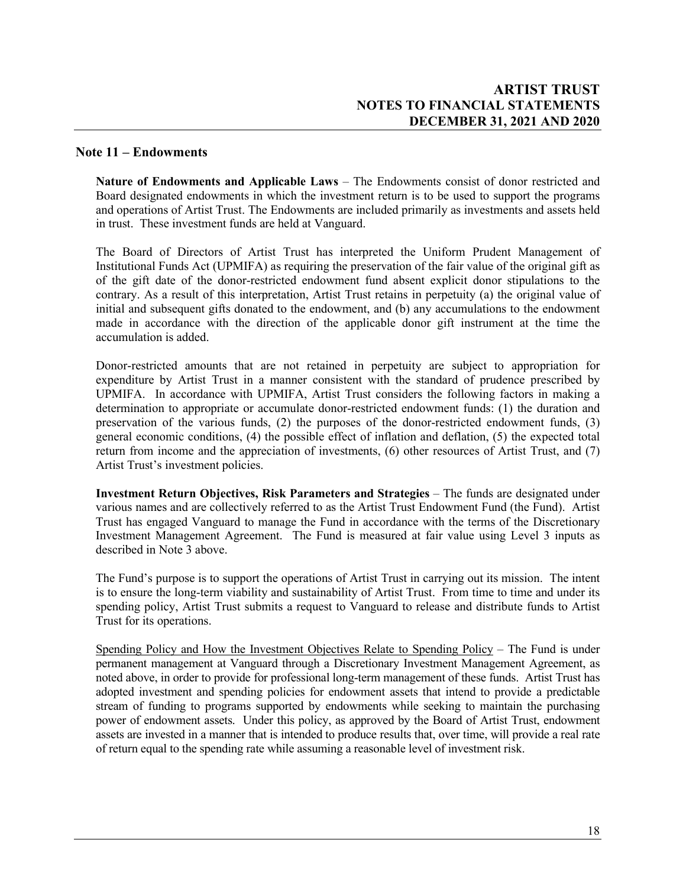## Note 11 – Endowments

**Nature of Endowments and Applicable Laws** – The Endowments consist of donor restricted and Board designated endowments in which the investment return is to be used to support the programs and operations of Artist Trust. The Endowments are included primarily as investments and assets held in trust. These investment funds are held at Vanguard.

The Board of Directors of Artist Trust has interpreted the Uniform Prudent Management of Institutional Funds Act (UPMIFA) as requiring the preservation of the fair value of the original gift as of the gift date of the donor-restricted endowment fund absent explicit donor stipulations to the contrary. As a result of this interpretation, Artist Trust retains in perpetuity (a) the original value of initial and subsequent gifts donated to the endowment, and (b) any accumulations to the endowment made in accordance with the direction of the applicable donor gift instrument at the time the accumulation is added.

Donor-restricted amounts that are not retained in perpetuity are subject to appropriation for expenditure by Artist Trust in a manner consistent with the standard of prudence prescribed by UPMIFA. In accordance with UPMIFA, Artist Trust considers the following factors in making a determination to appropriate or accumulate donor-restricted endowment funds: (1) the duration and preservation of the various funds, (2) the purposes of the donor-restricted endowment funds, (3) general economic conditions, (4) the possible effect of inflation and deflation, (5) the expected total return from income and the appreciation of investments, (6) other resources of Artist Trust, and (7) Artist Trust's investment policies.

**Investment Return Objectives, Risk Parameters and Strategies** – The funds are designated under various names and are collectively referred to as the Artist Trust Endowment Fund (the Fund). Artist Trust has engaged Vanguard to manage the Fund in accordance with the terms of the Discretionary Investment Management Agreement. The Fund is measured at fair value using Level 3 inputs as described in Note 3 above.

The Fund's purpose is to support the operations of Artist Trust in carrying out its mission. The intent is to ensure the long-term viability and sustainability of Artist Trust. From time to time and under its spending policy, Artist Trust submits a request to Vanguard to release and distribute funds to Artist Trust for its operations.

<u>Spending Policy and How the Investment Objectives Relate to Spending Policy</u> – The Fund is under permanent management at Vanguard through a Discretionary Investment Management Agreement, as noted above, in order to provide for professional long-term management of these funds. Artist Trust has adopted investment and spending policies for endowment assets that intend to provide a predictable stream of funding to programs supported by endowments while seeking to maintain the purchasing power of endowment assets. Under this policy, as approved by the Board of Artist Trust, endowment assets are invested in a manner that is intended to produce results that, over time, will provide a real rate of return equal to the spending rate while assuming a reasonable level of investment risk.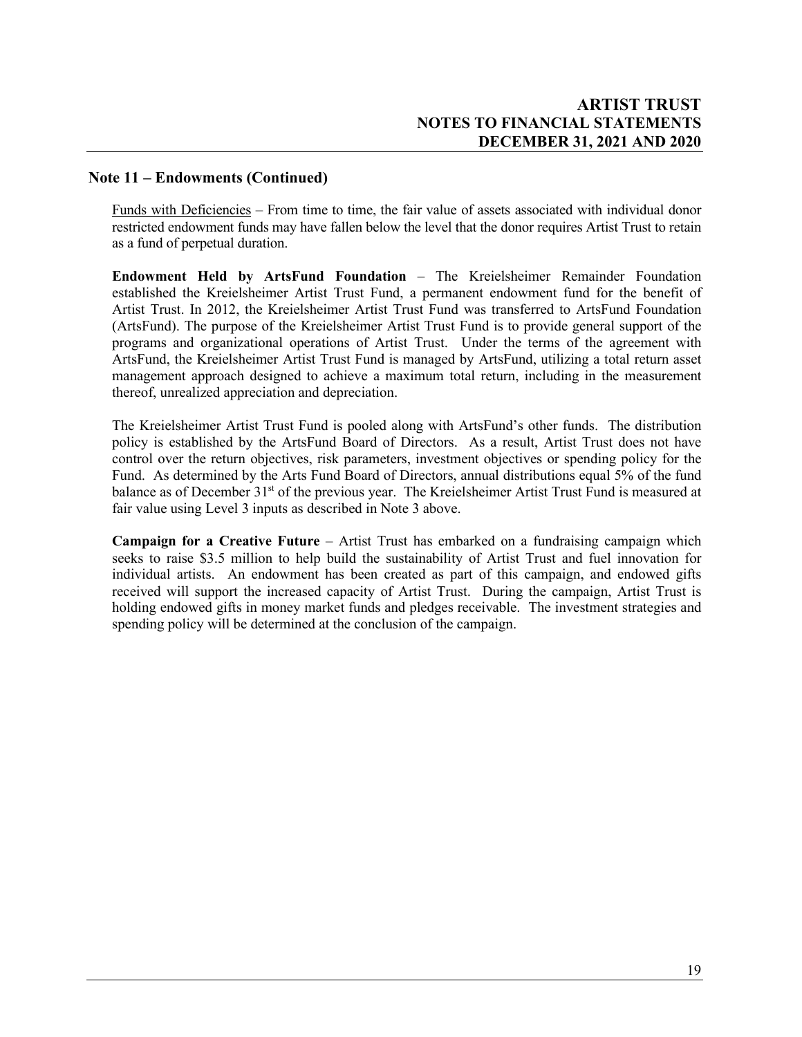## Note 11 – Endowments (Continued)

Funds with Deficiencies – From time to time, the fair value of assets associated with individual donor restricted endowment funds may have fallen below the level that the donor requires Artist Trust to retain as a fund of perpetual duration.

**Endowment Held by ArtsFund Foundation** – The Kreielsheimer Remainder Foundation established the Kreielsheimer Artist Trust Fund, a permanent endowment fund for the benefit of Artist Trust. In 2012, the Kreielsheimer Artist Trust Fund was transferred to ArtsFund Foundation (ArtsFund). The purpose of the Kreielsheimer Artist Trust Fund is to provide general support of the programs and organizational operations of Artist Trust. Under the terms of the agreement with ArtsFund, the Kreielsheimer Artist Trust Fund is managed by ArtsFund, utilizing a total return asset management approach designed to achieve a maximum total return, including in the measurement thereof, unrealized appreciation and depreciation.

The Kreielsheimer Artist Trust Fund is pooled along with ArtsFund's other funds. The distribution policy is established by the ArtsFund Board of Directors. As a result, Artist Trust does not have control over the return objectives, risk parameters, investment objectives or spending policy for the Fund. As determined by the Arts Fund Board of Directors, annual distributions equal 5% of the fund balance as of December 31st of the previous year. The Kreielsheimer Artist Trust Fund is measured at fair value using Level 3 inputs as described in Note 3 above.

**Campaign for a Creative Future** – Artist Trust has embarked on a fundraising campaign which seeks to raise $3.5 million to help build the sustainability of Artist Trust and fuel innovation for individual artists. An endowment has been created as part of this campaign, and endowed gifts received will support the increased capacity of Artist Trust. During the campaign, Artist Trust is holding endowed gifts in money market funds and pledges receivable. The investment strategies and spending policy will be determined at the conclusion of the campaign.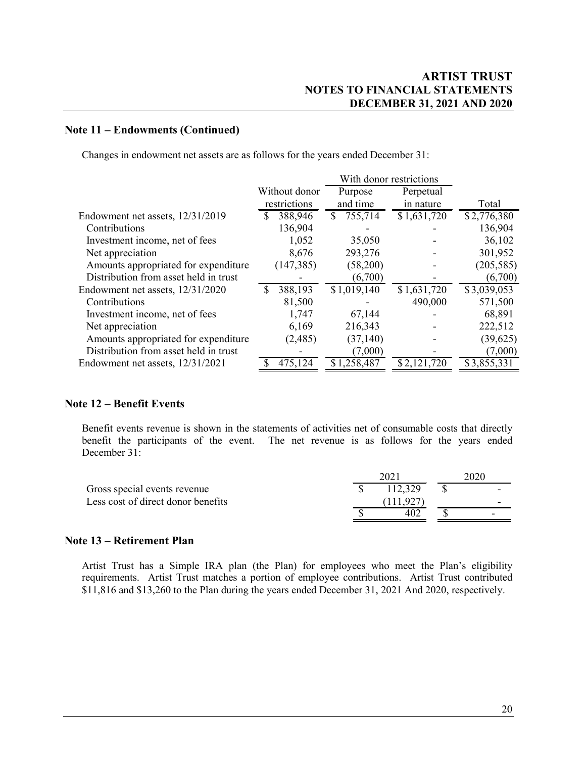## Note 11 – Endowments (Continued)

Changes in endowment net assets are as follows for the years ended December 31:

| | | With donor restrictions | | |
|---|---|---|---|---|
| | Without donor restrictions | Purpose and time | Perpetual in nature | Total |
| Endowment net assets, 12/31/2019 | $ 388,946 | $ 755,714 | $1,631,720 | $2,776,380 |
| Contributions | 136,904 | - | - | 136,904 |
| Investment income, net of fees | 1,052 | 35,050 | - | 36,102 |
| Net appreciation | 8,676 | 293,276 | - | 301,952 |
| Amounts appropriated for expenditure | (147,385) | (58,200) | - | (205,585) |
| Distribution from asset held in trust | - | (6,700) | - | (6,700) |
| Endowment net assets, 12/31/2020 | $ 388,193 | $1,019,140 | $1,631,720 | $3,039,053 |
| Contributions | 81,500 | - | 490,000 | 571,500 |
| Investment income, net of fees | 1,747 | 67,144 | - | 68,891 |
| Net appreciation | 6,169 | 216,343 | - | 222,512 |
| Amounts appropriated for expenditure | (2,485) | (37,140) | - | (39,625) |
| Distribution from asset held in trust | - | (7,000) | - | (7,000) |
| Endowment net assets, 12/31/2021 | $ 475,124 | $1,258,487 | $2,121,720 | $3,855,331 |

## Note 12 – Benefit Events

Benefit events revenue is shown in the statements of activities net of consumable costs that directly benefit the participants of the event. The net revenue is as follows for the years ended December 31:

| | 2021 | 2020 |
|---|---|---|
| Gross special events revenue | $ 112,329 | $ - |
| Less cost of direct donor benefits | (111,927) | - |
| | $ 402 | $ - |

## Note 13 – Retirement Plan

Artist Trust has a Simple IRA plan (the Plan) for employees who meet the Plan's eligibility requirements. Artist Trust matches a portion of employee contributions. Artist Trust contributed $11,816 and $13,260 to the Plan during the years ended December 31, 2021 And 2020, respectively.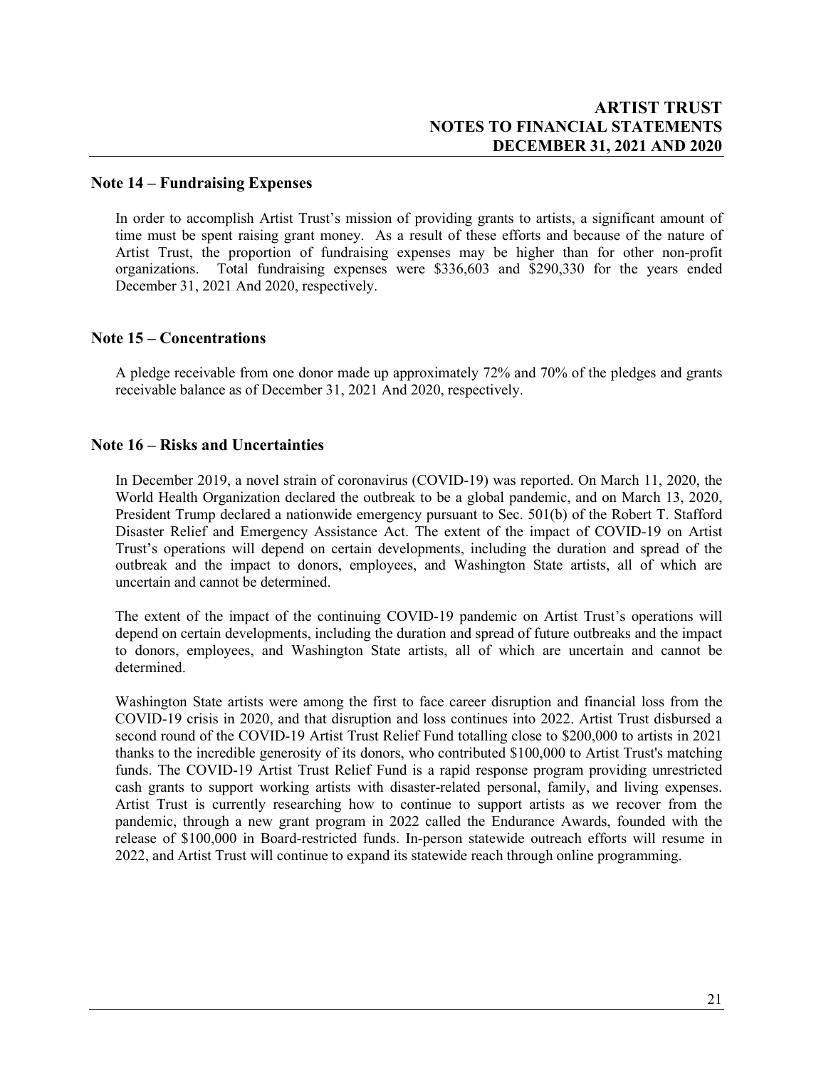## Note 14 – Fundraising Expenses

In order to accomplish Artist Trust's mission of providing grants to artists, a significant amount of time must be spent raising grant money. As a result of these efforts and because of the nature of Artist Trust, the proportion of fundraising expenses may be higher than for other non-profit organizations. Total fundraising expenses were $336,603 and $290,330 for the years ended December 31, 2021 And 2020, respectively.

## Note 15 – Concentrations

A pledge receivable from one donor made up approximately 72% and 70% of the pledges and grants receivable balance as of December 31, 2021 And 2020, respectively.

## Note 16 – Risks and Uncertainties

In December 2019, a novel strain of coronavirus (COVID-19) was reported. On March 11, 2020, the World Health Organization declared the outbreak to be a global pandemic, and on March 13, 2020, President Trump declared a nationwide emergency pursuant to Sec. 501(b) of the Robert T. Stafford Disaster Relief and Emergency Assistance Act. The extent of the impact of COVID-19 on Artist Trust's operations will depend on certain developments, including the duration and spread of the outbreak and the impact to donors, employees, and Washington State artists, all of which are uncertain and cannot be determined.

The extent of the impact of the continuing COVID-19 pandemic on Artist Trust's operations will depend on certain developments, including the duration and spread of future outbreaks and the impact to donors, employees, and Washington State artists, all of which are uncertain and cannot be determined.

Washington State artists were among the first to face career disruption and financial loss from the COVID-19 crisis in 2020, and that disruption and loss continues into 2022. Artist Trust disbursed a second round of the COVID-19 Artist Trust Relief Fund totalling close to $200,000 to artists in 2021 thanks to the incredible generosity of its donors, who contributed $100,000 to Artist Trust's matching funds. The COVID-19 Artist Trust Relief Fund is a rapid response program providing unrestricted cash grants to support working artists with disaster-related personal, family, and living expenses. Artist Trust is currently researching how to continue to support artists as we recover from the pandemic, through a new grant program in 2022 called the Endurance Awards, founded with the release of $100,000 in Board-restricted funds. In-person statewide outreach efforts will resume in 2022, and Artist Trust will continue to expand its statewide reach through online programming.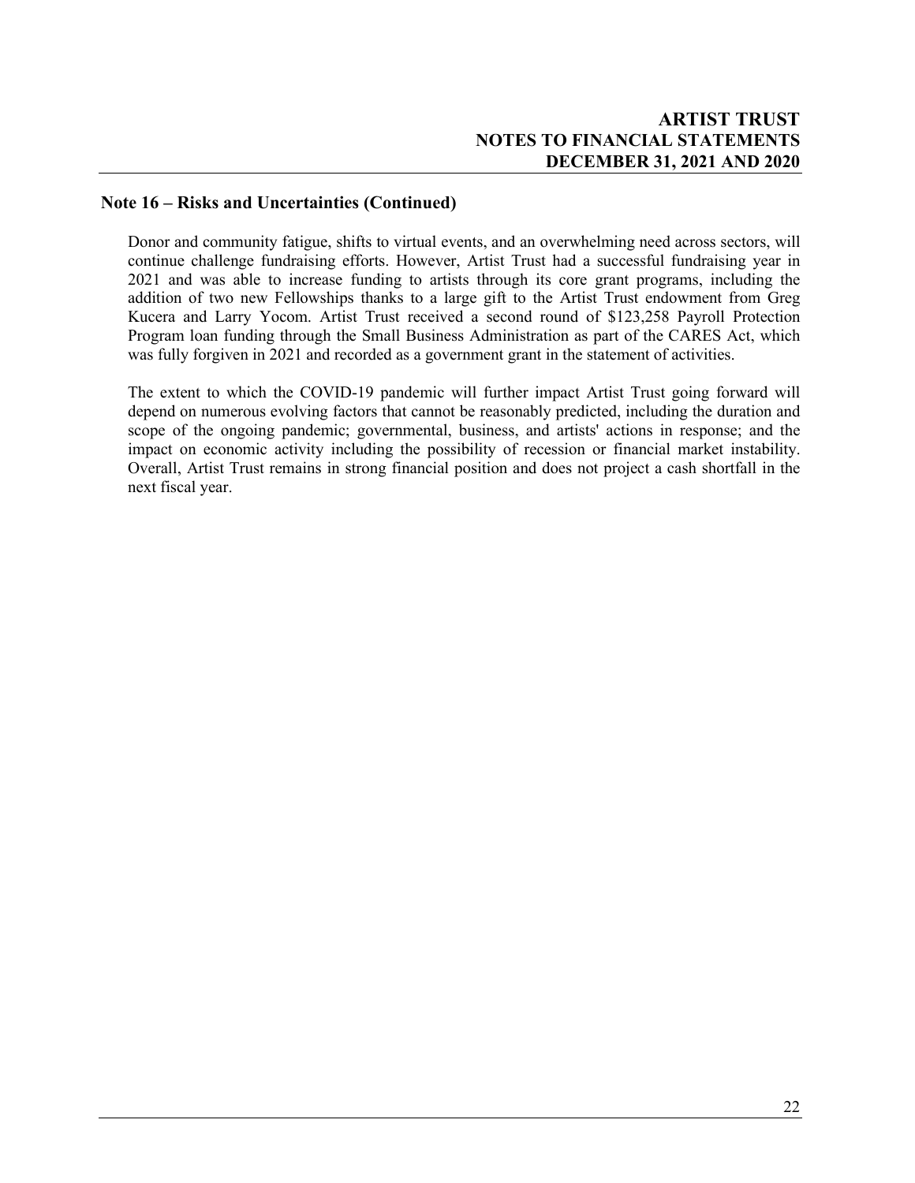## Note 16 – Risks and Uncertainties (Continued)

Donor and community fatigue, shifts to virtual events, and an overwhelming need across sectors, will continue challenge fundraising efforts. However, Artist Trust had a successful fundraising year in 2021 and was able to increase funding to artists through its core grant programs, including the addition of two new Fellowships thanks to a large gift to the Artist Trust endowment from Greg Kucera and Larry Yocom. Artist Trust received a second round of $123,258 Payroll Protection Program loan funding through the Small Business Administration as part of the CARES Act, which was fully forgiven in 2021 and recorded as a government grant in the statement of activities.

The extent to which the COVID-19 pandemic will further impact Artist Trust going forward will depend on numerous evolving factors that cannot be reasonably predicted, including the duration and scope of the ongoing pandemic; governmental, business, and artists' actions in response; and the impact on economic activity including the possibility of recession or financial market instability. Overall, Artist Trust remains in strong financial position and does not project a cash shortfall in the next fiscal year.